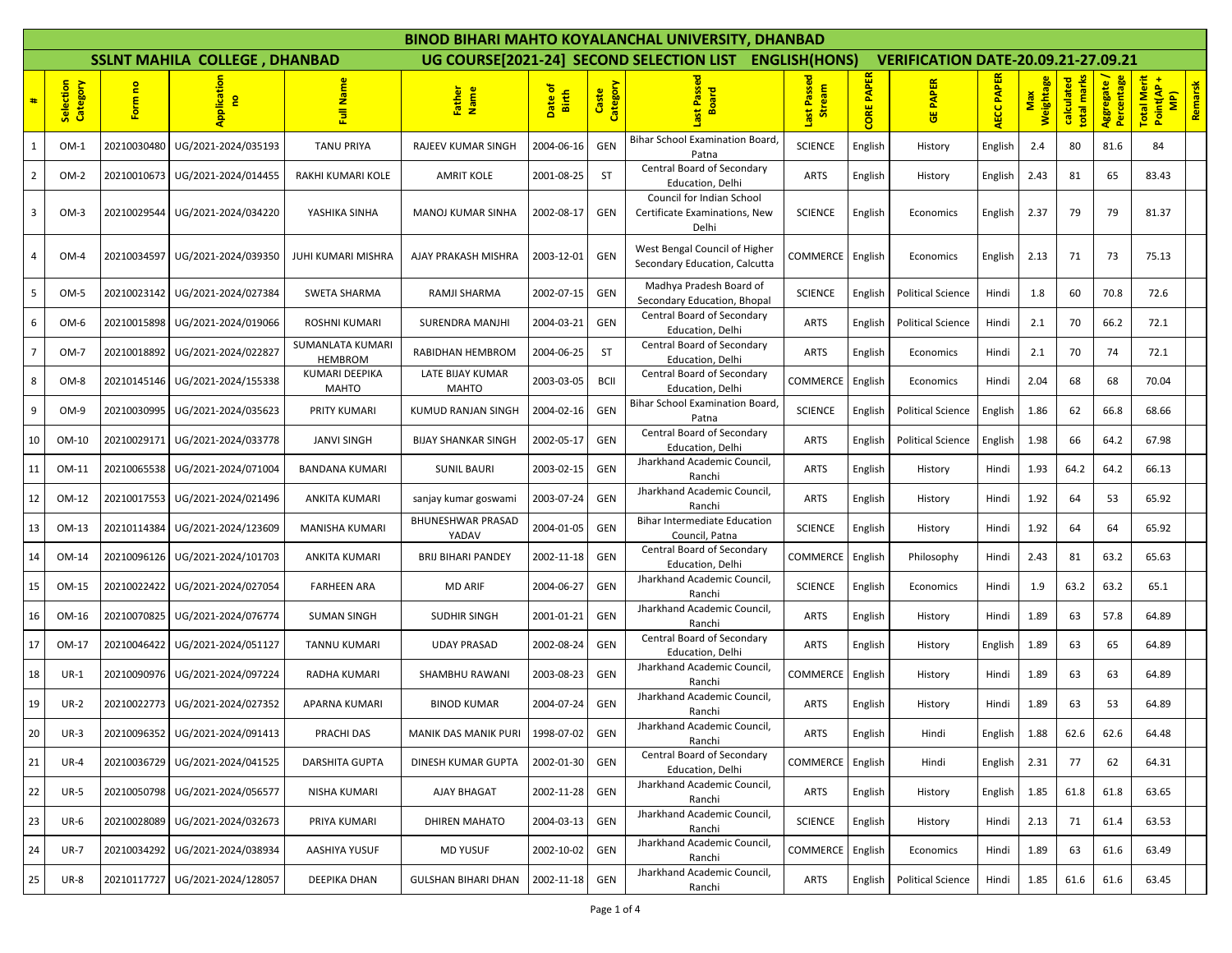# BINOD BIHARI MAHTO KOYALANCHAL UNIVERSITY, DHANBAD

## SSLNT MAHILA COLLEGE , DHANBAD — UG COURSE[2021-24] SECOND SELECTION LIST ENGLISH(HONS) — VERIFICATION DATE-20.09.21-27.09.21

| # | Selection Category | Form no | Application no | Full Name | Father Name | Date of Birth | Caste Category | Last Passed Board | Last Passed Stream | CORE PAPER | GE PAPER | AECC PAPER | Max Weightage | calculated total marks | Aggregate / Percentage | Total Merit Point(AP + MP) | Remarsk |
|---|---|---|---|---|---|---|---|---|---|---|---|---|---|---|---|---|---|
| 1 | OM-1 | 20210030480 | UG/2021-2024/035193 | TANU PRIYA | RAJEEV KUMAR SINGH | 2004-06-16 | GEN | Bihar School Examination Board, Patna | SCIENCE | English | History | English | 2.4 | 80 | 81.6 | 84 | |
| 2 | OM-2 | 20210010673 | UG/2021-2024/014455 | RAKHI KUMARI KOLE | AMRIT KOLE | 2001-08-25 | ST | Central Board of Secondary Education, Delhi | ARTS | English | History | English | 2.43 | 81 | 65 | 83.43 | |
| 3 | OM-3 | 20210029544 | UG/2021-2024/034220 | YASHIKA SINHA | MANOJ KUMAR SINHA | 2002-08-17 | GEN | Council for Indian School Certificate Examinations, New Delhi | SCIENCE | English | Economics | English | 2.37 | 79 | 79 | 81.37 | |
| 4 | OM-4 | 20210034597 | UG/2021-2024/039350 | JUHI KUMARI MISHRA | AJAY PRAKASH MISHRA | 2003-12-01 | GEN | West Bengal Council of Higher Secondary Education, Calcutta | COMMERCE | English | Economics | English | 2.13 | 71 | 73 | 75.13 | |
| 5 | OM-5 | 20210023142 | UG/2021-2024/027384 | SWETA SHARMA | RAMJI SHARMA | 2002-07-15 | GEN | Madhya Pradesh Board of Secondary Education, Bhopal | SCIENCE | English | Political Science | Hindi | 1.8 | 60 | 70.8 | 72.6 | |
| 6 | OM-6 | 20210015898 | UG/2021-2024/019066 | ROSHNI KUMARI | SURENDRA MANJHI | 2004-03-21 | GEN | Central Board of Secondary Education, Delhi | ARTS | English | Political Science | Hindi | 2.1 | 70 | 66.2 | 72.1 | |
| 7 | OM-7 | 20210018892 | UG/2021-2024/022827 | SUMANLATA KUMARI HEMBROM | RABIDHAN HEMBROM | 2004-06-25 | ST | Central Board of Secondary Education, Delhi | ARTS | English | Economics | Hindi | 2.1 | 70 | 74 | 72.1 | |
| 8 | OM-8 | 20210145146 | UG/2021-2024/155338 | KUMARI DEEPIKA MAHTO | LATE BIJAY KUMAR MAHTO | 2003-03-05 | BCII | Central Board of Secondary Education, Delhi | COMMERCE | English | Economics | Hindi | 2.04 | 68 | 68 | 70.04 | |
| 9 | OM-9 | 20210030995 | UG/2021-2024/035623 | PRITY KUMARI | KUMUD RANJAN SINGH | 2004-02-16 | GEN | Bihar School Examination Board, Patna | SCIENCE | English | Political Science | English | 1.86 | 62 | 66.8 | 68.66 | |
| 10 | OM-10 | 20210029171 | UG/2021-2024/033778 | JANVI SINGH | BIJAY SHANKAR SINGH | 2002-05-17 | GEN | Central Board of Secondary Education, Delhi | ARTS | English | Political Science | English | 1.98 | 66 | 64.2 | 67.98 | |
| 11 | OM-11 | 20210065538 | UG/2021-2024/071004 | BANDANA KUMARI | SUNIL BAURI | 2003-02-15 | GEN | Jharkhand Academic Council, Ranchi | ARTS | English | History | Hindi | 1.93 | 64.2 | 64.2 | 66.13 | |
| 12 | OM-12 | 20210017553 | UG/2021-2024/021496 | ANKITA KUMARI | sanjay kumar goswami | 2003-07-24 | GEN | Jharkhand Academic Council, Ranchi | ARTS | English | History | Hindi | 1.92 | 64 | 53 | 65.92 | |
| 13 | OM-13 | 20210114384 | UG/2021-2024/123609 | MANISHA KUMARI | BHUNESHWAR PRASAD YADAV | 2004-01-05 | GEN | Bihar Intermediate Education Council, Patna | SCIENCE | English | History | Hindi | 1.92 | 64 | 64 | 65.92 | |
| 14 | OM-14 | 20210096126 | UG/2021-2024/101703 | ANKITA KUMARI | BRIJ BIHARI PANDEY | 2002-11-18 | GEN | Central Board of Secondary Education, Delhi | COMMERCE | English | Philosophy | Hindi | 2.43 | 81 | 63.2 | 65.63 | |
| 15 | OM-15 | 20210022422 | UG/2021-2024/027054 | FARHEEN ARA | MD ARIF | 2004-06-27 | GEN | Jharkhand Academic Council, Ranchi | SCIENCE | English | Economics | Hindi | 1.9 | 63.2 | 63.2 | 65.1 | |
| 16 | OM-16 | 20210070825 | UG/2021-2024/076774 | SUMAN SINGH | SUDHIR SINGH | 2001-01-21 | GEN | Jharkhand Academic Council, Ranchi | ARTS | English | History | Hindi | 1.89 | 63 | 57.8 | 64.89 | |
| 17 | OM-17 | 20210046422 | UG/2021-2024/051127 | TANNU KUMARI | UDAY PRASAD | 2002-08-24 | GEN | Central Board of Secondary Education, Delhi | ARTS | English | History | English | 1.89 | 63 | 65 | 64.89 | |
| 18 | UR-1 | 20210090976 | UG/2021-2024/097224 | RADHA KUMARI | SHAMBHU RAWANI | 2003-08-23 | GEN | Jharkhand Academic Council, Ranchi | COMMERCE | English | History | Hindi | 1.89 | 63 | 63 | 64.89 | |
| 19 | UR-2 | 20210022773 | UG/2021-2024/027352 | APARNA KUMARI | BINOD KUMAR | 2004-07-24 | GEN | Jharkhand Academic Council, Ranchi | ARTS | English | History | Hindi | 1.89 | 63 | 53 | 64.89 | |
| 20 | UR-3 | 20210096352 | UG/2021-2024/091413 | PRACHI DAS | MANIK DAS MANIK PURI | 1998-07-02 | GEN | Jharkhand Academic Council, Ranchi | ARTS | English | Hindi | English | 1.88 | 62.6 | 62.6 | 64.48 | |
| 21 | UR-4 | 20210036729 | UG/2021-2024/041525 | DARSHITA GUPTA | DINESH KUMAR GUPTA | 2002-01-30 | GEN | Central Board of Secondary Education, Delhi | COMMERCE | English | Hindi | English | 2.31 | 77 | 62 | 64.31 | |
| 22 | UR-5 | 20210050798 | UG/2021-2024/056577 | NISHA KUMARI | AJAY BHAGAT | 2002-11-28 | GEN | Jharkhand Academic Council, Ranchi | ARTS | English | History | English | 1.85 | 61.8 | 61.8 | 63.65 | |
| 23 | UR-6 | 20210028089 | UG/2021-2024/032673 | PRIYA KUMARI | DHIREN MAHATO | 2004-03-13 | GEN | Jharkhand Academic Council, Ranchi | SCIENCE | English | History | Hindi | 2.13 | 71 | 61.4 | 63.53 | |
| 24 | UR-7 | 20210034292 | UG/2021-2024/038934 | AASHIYA YUSUF | MD YUSUF | 2002-10-02 | GEN | Jharkhand Academic Council, Ranchi | COMMERCE | English | Economics | Hindi | 1.89 | 63 | 61.6 | 63.49 | |
| 25 | UR-8 | 20210117727 | UG/2021-2024/128057 | DEEPIKA DHAN | GULSHAN BIHARI DHAN | 2002-11-18 | GEN | Jharkhand Academic Council, Ranchi | ARTS | English | Political Science | Hindi | 1.85 | 61.6 | 61.6 | 63.45 | |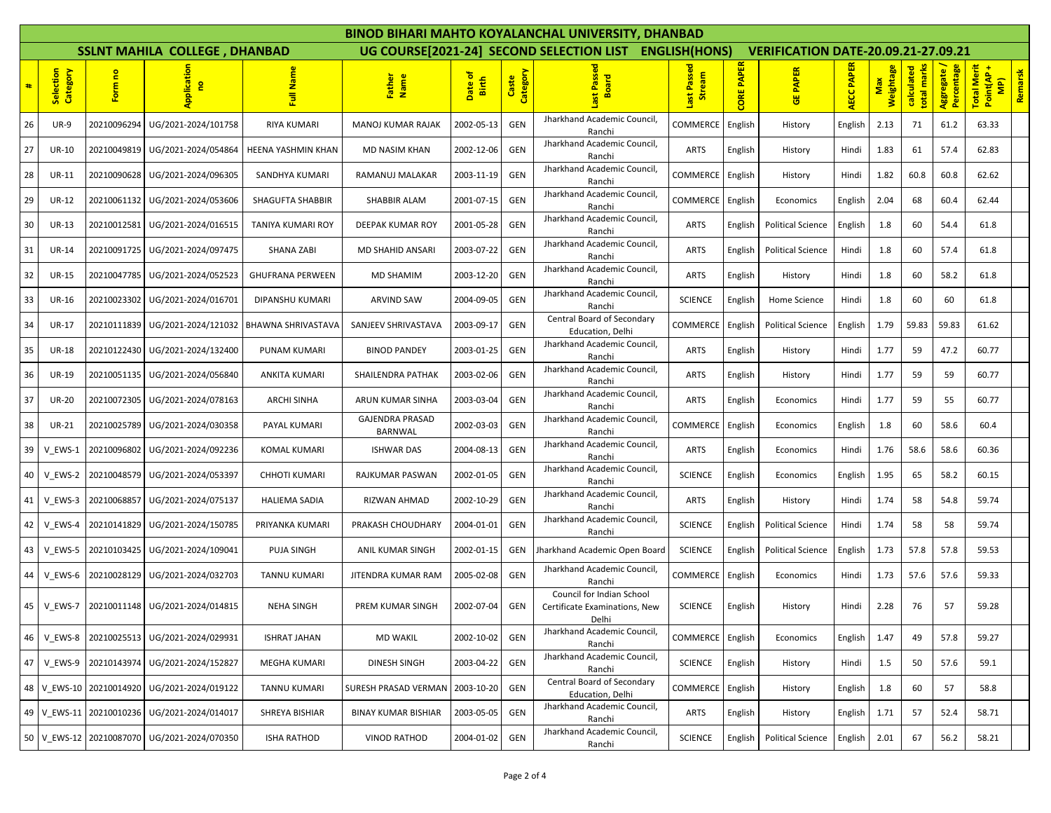# BINOD BIHARI MAHTO KOYALANCHAL UNIVERSITY, DHANBAD

## SSLNT MAHILA COLLEGE , DHANBAD — UG COURSE[2021-24] SECOND SELECTION LIST ENGLISH(HONS) — VERIFICATION DATE-20.09.21-27.09.21

| # | Selection Category | Form no | Application no | Full Name | Father Name | Date of Birth | Caste Category | Last Passed Board | Last Passed Stream | CORE PAPER | GE PAPER | AECC PAPER | Max Weightage | calculated total marks | Aggregate / Percentage | Total Merit Point(AP + MP) | Remarsk |
|---|---|---|---|---|---|---|---|---|---|---|---|---|---|---|---|---|---|
| 26 | UR-9 | 20210096294 | UG/2021-2024/101758 | RIYA KUMARI | MANOJ KUMAR RAJAK | 2002-05-13 | GEN | Jharkhand Academic Council, Ranchi | COMMERCE | English | History | English | 2.13 | 71 | 61.2 | 63.33 | |
| 27 | UR-10 | 20210049819 | UG/2021-2024/054864 | HEENA YASHMIN KHAN | MD NASIM KHAN | 2002-12-06 | GEN | Jharkhand Academic Council, Ranchi | ARTS | English | History | Hindi | 1.83 | 61 | 57.4 | 62.83 | |
| 28 | UR-11 | 20210090628 | UG/2021-2024/096305 | SANDHYA KUMARI | RAMANUJ MALAKAR | 2003-11-19 | GEN | Jharkhand Academic Council, Ranchi | COMMERCE | English | History | Hindi | 1.82 | 60.8 | 60.8 | 62.62 | |
| 29 | UR-12 | 20210061132 | UG/2021-2024/053606 | SHAGUFTA SHABBIR | SHABBIR ALAM | 2001-07-15 | GEN | Jharkhand Academic Council, Ranchi | COMMERCE | English | Economics | English | 2.04 | 68 | 60.4 | 62.44 | |
| 30 | UR-13 | 20210012581 | UG/2021-2024/016515 | TANIYA KUMARI ROY | DEEPAK KUMAR ROY | 2001-05-28 | GEN | Jharkhand Academic Council, Ranchi | ARTS | English | Political Science | English | 1.8 | 60 | 54.4 | 61.8 | |
| 31 | UR-14 | 20210091725 | UG/2021-2024/097475 | SHANA ZABI | MD SHAHID ANSARI | 2003-07-22 | GEN | Jharkhand Academic Council, Ranchi | ARTS | English | Political Science | Hindi | 1.8 | 60 | 57.4 | 61.8 | |
| 32 | UR-15 | 20210047785 | UG/2021-2024/052523 | GHUFRANA PERWEEN | MD SHAMIM | 2003-12-20 | GEN | Jharkhand Academic Council, Ranchi | ARTS | English | History | Hindi | 1.8 | 60 | 58.2 | 61.8 | |
| 33 | UR-16 | 20210023302 | UG/2021-2024/016701 | DIPANSHU KUMARI | ARVIND SAW | 2004-09-05 | GEN | Jharkhand Academic Council, Ranchi | SCIENCE | English | Home Science | Hindi | 1.8 | 60 | 60 | 61.8 | |
| 34 | UR-17 | 20210111839 | UG/2021-2024/121032 | BHAWNA SHRIVASTAVA | SANJEEV SHRIVASTAVA | 2003-09-17 | GEN | Central Board of Secondary Education, Delhi | COMMERCE | English | Political Science | English | 1.79 | 59.83 | 59.83 | 61.62 | |
| 35 | UR-18 | 20210122430 | UG/2021-2024/132400 | PUNAM KUMARI | BINOD PANDEY | 2003-01-25 | GEN | Jharkhand Academic Council, Ranchi | ARTS | English | History | Hindi | 1.77 | 59 | 47.2 | 60.77 | |
| 36 | UR-19 | 20210051135 | UG/2021-2024/056840 | ANKITA KUMARI | SHAILENDRA PATHAK | 2003-02-06 | GEN | Jharkhand Academic Council, Ranchi | ARTS | English | History | Hindi | 1.77 | 59 | 59 | 60.77 | |
| 37 | UR-20 | 20210072305 | UG/2021-2024/078163 | ARCHI SINHA | ARUN KUMAR SINHA | 2003-03-04 | GEN | Jharkhand Academic Council, Ranchi | ARTS | English | Economics | Hindi | 1.77 | 59 | 55 | 60.77 | |
| 38 | UR-21 | 20210025789 | UG/2021-2024/030358 | PAYAL KUMARI | GAJENDRA PRASAD BARNWAL | 2002-03-03 | GEN | Jharkhand Academic Council, Ranchi | COMMERCE | English | Economics | English | 1.8 | 60 | 58.6 | 60.4 | |
| 39 | V_EWS-1 | 20210096802 | UG/2021-2024/092236 | KOMAL KUMARI | ISHWAR DAS | 2004-08-13 | GEN | Jharkhand Academic Council, Ranchi | ARTS | English | Economics | Hindi | 1.76 | 58.6 | 58.6 | 60.36 | |
| 40 | V_EWS-2 | 20210048579 | UG/2021-2024/053397 | CHHOTI KUMARI | RAJKUMAR PASWAN | 2002-01-05 | GEN | Jharkhand Academic Council, Ranchi | SCIENCE | English | Economics | English | 1.95 | 65 | 58.2 | 60.15 | |
| 41 | V_EWS-3 | 20210068857 | UG/2021-2024/075137 | HALIEMA SADIA | RIZWAN AHMAD | 2002-10-29 | GEN | Jharkhand Academic Council, Ranchi | ARTS | English | History | Hindi | 1.74 | 58 | 54.8 | 59.74 | |
| 42 | V_EWS-4 | 20210141829 | UG/2021-2024/150785 | PRIYANKA KUMARI | PRAKASH CHOUDHARY | 2004-01-01 | GEN | Jharkhand Academic Council, Ranchi | SCIENCE | English | Political Science | Hindi | 1.74 | 58 | 58 | 59.74 | |
| 43 | V_EWS-5 | 20210103425 | UG/2021-2024/109041 | PUJA SINGH | ANIL KUMAR SINGH | 2002-01-15 | GEN | Jharkhand Academic Open Board | SCIENCE | English | Political Science | English | 1.73 | 57.8 | 57.8 | 59.53 | |
| 44 | V_EWS-6 | 20210028129 | UG/2021-2024/032703 | TANNU KUMARI | JITENDRA KUMAR RAM | 2005-02-08 | GEN | Jharkhand Academic Council, Ranchi | COMMERCE | English | Economics | Hindi | 1.73 | 57.6 | 57.6 | 59.33 | |
| 45 | V_EWS-7 | 20210011148 | UG/2021-2024/014815 | NEHA SINGH | PREM KUMAR SINGH | 2002-07-04 | GEN | Council for Indian School Certificate Examinations, New Delhi | SCIENCE | English | History | Hindi | 2.28 | 76 | 57 | 59.28 | |
| 46 | V_EWS-8 | 20210025513 | UG/2021-2024/029931 | ISHRAT JAHAN | MD WAKIL | 2002-10-02 | GEN | Jharkhand Academic Council, Ranchi | COMMERCE | English | Economics | English | 1.47 | 49 | 57.8 | 59.27 | |
| 47 | V_EWS-9 | 20210143974 | UG/2021-2024/152827 | MEGHA KUMARI | DINESH SINGH | 2003-04-22 | GEN | Jharkhand Academic Council, Ranchi | SCIENCE | English | History | Hindi | 1.5 | 50 | 57.6 | 59.1 | |
| 48 | V_EWS-10 | 20210014920 | UG/2021-2024/019122 | TANNU KUMARI | SURESH PRASAD VERMAN | 2003-10-20 | GEN | Central Board of Secondary Education, Delhi | COMMERCE | English | History | English | 1.8 | 60 | 57 | 58.8 | |
| 49 | V_EWS-11 | 20210010236 | UG/2021-2024/014017 | SHREYA BISHIAR | BINAY KUMAR BISHIAR | 2003-05-05 | GEN | Jharkhand Academic Council, Ranchi | ARTS | English | History | English | 1.71 | 57 | 52.4 | 58.71 | |
| 50 | V_EWS-12 | 20210087070 | UG/2021-2024/070350 | ISHA RATHOD | VINOD RATHOD | 2004-01-02 | GEN | Jharkhand Academic Council, Ranchi | SCIENCE | English | Political Science | English | 2.01 | 67 | 56.2 | 58.21 | |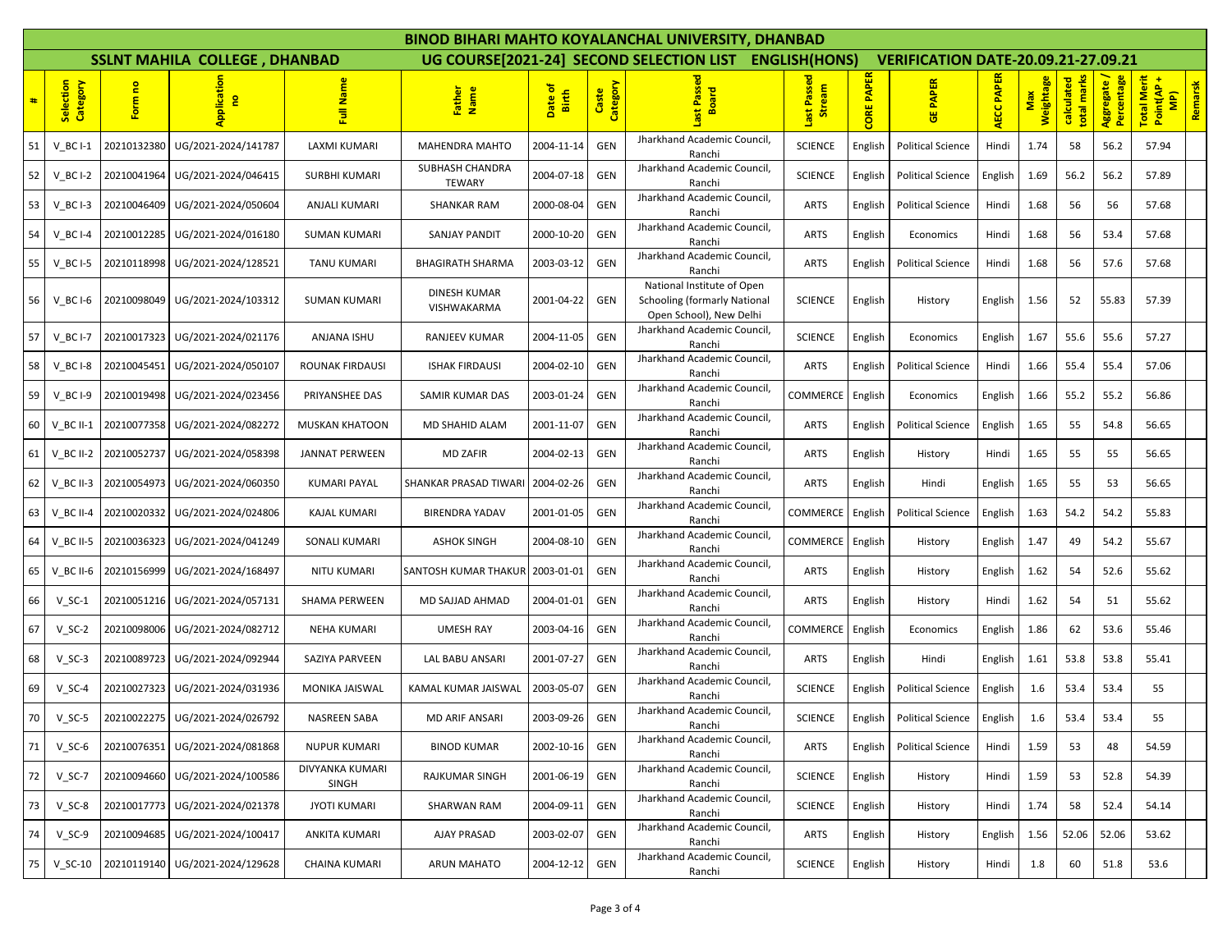# BINOD BIHARI MAHTO KOYALANCHAL UNIVERSITY, DHANBAD

## SSLNT MAHILA COLLEGE , DHANBAD — UG COURSE[2021-24] SECOND SELECTION LIST ENGLISH(HONS) — VERIFICATION DATE-20.09.21-27.09.21

| # | Selection Category | Form no | Application no | Full Name | Father Name | Date of Birth | Caste Category | Last Passed Board | Last Passed Stream | CORE PAPER | GE PAPER | AECC PAPER | Max Weightage | calculated total marks | Aggregate / Percentage | Total Merit Point(AP + MP) | Remarsk |
|---|---|---|---|---|---|---|---|---|---|---|---|---|---|---|---|---|---|
| 51 | V_BC I-1 | 20210132380 | UG/2021-2024/141787 | LAXMI KUMARI | MAHENDRA MAHTO | 2004-11-14 | GEN | Jharkhand Academic Council, Ranchi | SCIENCE | English | Political Science | Hindi | 1.74 | 58 | 56.2 | 57.94 | |
| 52 | V_BC I-2 | 20210041964 | UG/2021-2024/046415 | SURBHI KUMARI | SUBHASH CHANDRA TEWARY | 2004-07-18 | GEN | Jharkhand Academic Council, Ranchi | SCIENCE | English | Political Science | English | 1.69 | 56.2 | 56.2 | 57.89 | |
| 53 | V_BC I-3 | 20210046409 | UG/2021-2024/050604 | ANJALI KUMARI | SHANKAR RAM | 2000-08-04 | GEN | Jharkhand Academic Council, Ranchi | ARTS | English | Political Science | Hindi | 1.68 | 56 | 56 | 57.68 | |
| 54 | V_BC I-4 | 20210012285 | UG/2021-2024/016180 | SUMAN KUMARI | SANJAY PANDIT | 2000-10-20 | GEN | Jharkhand Academic Council, Ranchi | ARTS | English | Economics | Hindi | 1.68 | 56 | 53.4 | 57.68 | |
| 55 | V_BC I-5 | 20210118998 | UG/2021-2024/128521 | TANU KUMARI | BHAGIRATH SHARMA | 2003-03-12 | GEN | Jharkhand Academic Council, Ranchi | ARTS | English | Political Science | Hindi | 1.68 | 56 | 57.6 | 57.68 | |
| 56 | V_BC I-6 | 20210098049 | UG/2021-2024/103312 | SUMAN KUMARI | DINESH KUMAR VISHWAKARMA | 2001-04-22 | GEN | National Institute of Open Schooling (formarly National Open School), New Delhi | SCIENCE | English | History | English | 1.56 | 52 | 55.83 | 57.39 | |
| 57 | V_BC I-7 | 20210017323 | UG/2021-2024/021176 | ANJANA ISHU | RANJEEV KUMAR | 2004-11-05 | GEN | Jharkhand Academic Council, Ranchi | SCIENCE | English | Economics | English | 1.67 | 55.6 | 55.6 | 57.27 | |
| 58 | V_BC I-8 | 20210045451 | UG/2021-2024/050107 | ROUNAK FIRDAUSI | ISHAK FIRDAUSI | 2004-02-10 | GEN | Jharkhand Academic Council, Ranchi | ARTS | English | Political Science | Hindi | 1.66 | 55.4 | 55.4 | 57.06 | |
| 59 | V_BC I-9 | 20210019498 | UG/2021-2024/023456 | PRIYANSHEE DAS | SAMIR KUMAR DAS | 2003-01-24 | GEN | Jharkhand Academic Council, Ranchi | COMMERCE | English | Economics | English | 1.66 | 55.2 | 55.2 | 56.86 | |
| 60 | V_BC II-1 | 20210077358 | UG/2021-2024/082272 | MUSKAN KHATOON | MD SHAHID ALAM | 2001-11-07 | GEN | Jharkhand Academic Council, Ranchi | ARTS | English | Political Science | English | 1.65 | 55 | 54.8 | 56.65 | |
| 61 | V_BC II-2 | 20210052737 | UG/2021-2024/058398 | JANNAT PERWEEN | MD ZAFIR | 2004-02-13 | GEN | Jharkhand Academic Council, Ranchi | ARTS | English | History | Hindi | 1.65 | 55 | 55 | 56.65 | |
| 62 | V_BC II-3 | 20210054973 | UG/2021-2024/060350 | KUMARI PAYAL | SHANKAR PRASAD TIWARI | 2004-02-26 | GEN | Jharkhand Academic Council, Ranchi | ARTS | English | Hindi | English | 1.65 | 55 | 53 | 56.65 | |
| 63 | V_BC II-4 | 20210020332 | UG/2021-2024/024806 | KAJAL KUMARI | BIRENDRA YADAV | 2001-01-05 | GEN | Jharkhand Academic Council, Ranchi | COMMERCE | English | Political Science | English | 1.63 | 54.2 | 54.2 | 55.83 | |
| 64 | V_BC II-5 | 20210036323 | UG/2021-2024/041249 | SONALI KUMARI | ASHOK SINGH | 2004-08-10 | GEN | Jharkhand Academic Council, Ranchi | COMMERCE | English | History | English | 1.47 | 49 | 54.2 | 55.67 | |
| 65 | V_BC II-6 | 20210156999 | UG/2021-2024/168497 | NITU KUMARI | SANTOSH KUMAR THAKUR | 2003-01-01 | GEN | Jharkhand Academic Council, Ranchi | ARTS | English | History | English | 1.62 | 54 | 52.6 | 55.62 | |
| 66 | V_SC-1 | 20210051216 | UG/2021-2024/057131 | SHAMA PERWEEN | MD SAJJAD AHMAD | 2004-01-01 | GEN | Jharkhand Academic Council, Ranchi | ARTS | English | History | Hindi | 1.62 | 54 | 51 | 55.62 | |
| 67 | V_SC-2 | 20210098006 | UG/2021-2024/082712 | NEHA KUMARI | UMESH RAY | 2003-04-16 | GEN | Jharkhand Academic Council, Ranchi | COMMERCE | English | Economics | English | 1.86 | 62 | 53.6 | 55.46 | |
| 68 | V_SC-3 | 20210089723 | UG/2021-2024/092944 | SAZIYA PARVEEN | LAL BABU ANSARI | 2001-07-27 | GEN | Jharkhand Academic Council, Ranchi | ARTS | English | Hindi | English | 1.61 | 53.8 | 53.8 | 55.41 | |
| 69 | V_SC-4 | 20210027323 | UG/2021-2024/031936 | MONIKA JAISWAL | KAMAL KUMAR JAISWAL | 2003-05-07 | GEN | Jharkhand Academic Council, Ranchi | SCIENCE | English | Political Science | English | 1.6 | 53.4 | 53.4 | 55 | |
| 70 | V_SC-5 | 20210022275 | UG/2021-2024/026792 | NASREEN SABA | MD ARIF ANSARI | 2003-09-26 | GEN | Jharkhand Academic Council, Ranchi | SCIENCE | English | Political Science | English | 1.6 | 53.4 | 53.4 | 55 | |
| 71 | V_SC-6 | 20210076351 | UG/2021-2024/081868 | NUPUR KUMARI | BINOD KUMAR | 2002-10-16 | GEN | Jharkhand Academic Council, Ranchi | ARTS | English | Political Science | Hindi | 1.59 | 53 | 48 | 54.59 | |
| 72 | V_SC-7 | 20210094660 | UG/2021-2024/100586 | DIVYANKA KUMARI SINGH | RAJKUMAR SINGH | 2001-06-19 | GEN | Jharkhand Academic Council, Ranchi | SCIENCE | English | History | Hindi | 1.59 | 53 | 52.8 | 54.39 | |
| 73 | V_SC-8 | 20210017773 | UG/2021-2024/021378 | JYOTI KUMARI | SHARWAN RAM | 2004-09-11 | GEN | Jharkhand Academic Council, Ranchi | SCIENCE | English | History | Hindi | 1.74 | 58 | 52.4 | 54.14 | |
| 74 | V_SC-9 | 20210094685 | UG/2021-2024/100417 | ANKITA KUMARI | AJAY PRASAD | 2003-02-07 | GEN | Jharkhand Academic Council, Ranchi | ARTS | English | History | English | 1.56 | 52.06 | 52.06 | 53.62 | |
| 75 | V_SC-10 | 20210119140 | UG/2021-2024/129628 | CHAINA KUMARI | ARUN MAHATO | 2004-12-12 | GEN | Jharkhand Academic Council, Ranchi | SCIENCE | English | History | Hindi | 1.8 | 60 | 51.8 | 53.6 | |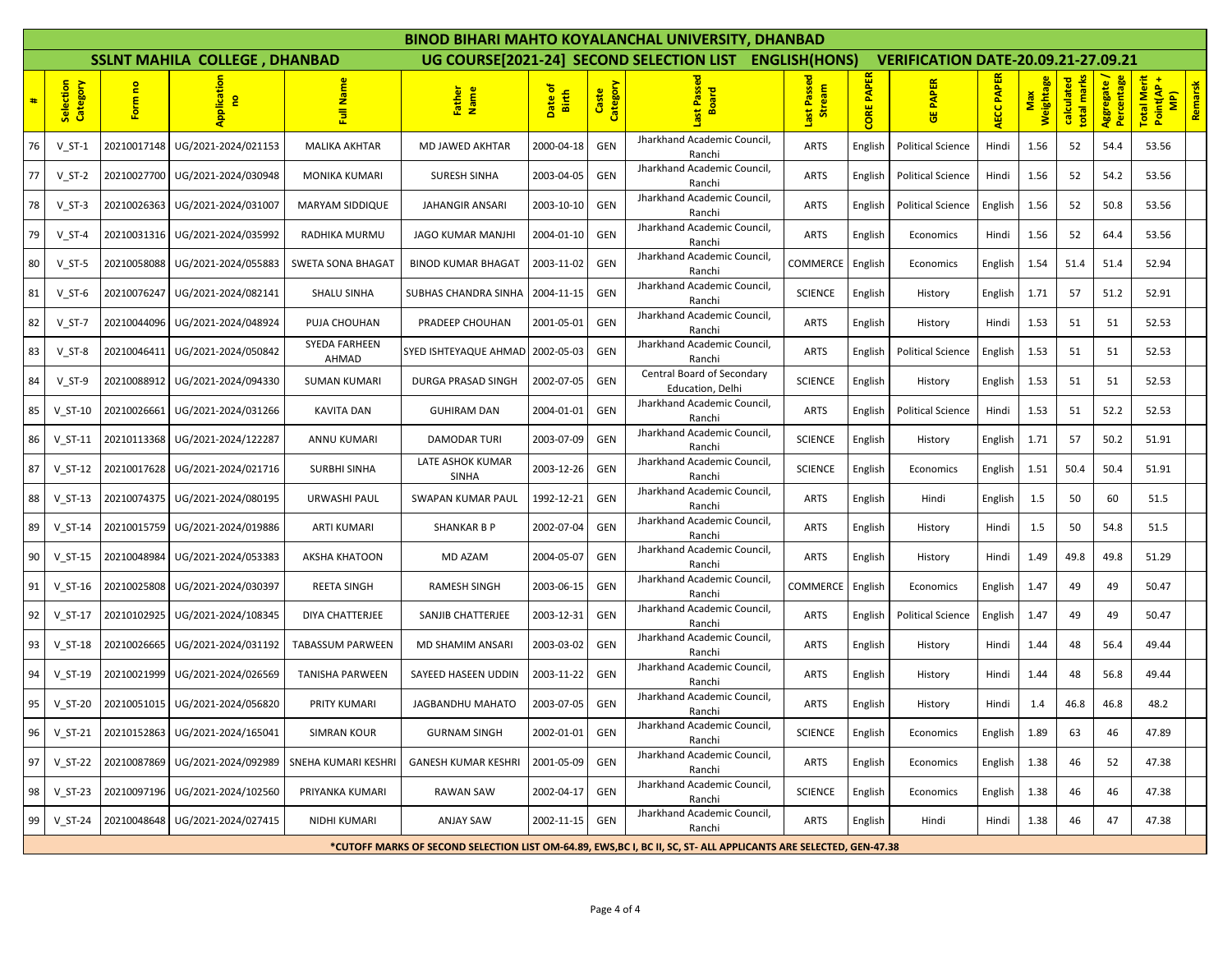# BINOD BIHARI MAHTO KOYALANCHAL UNIVERSITY, DHANBAD

## SSLNT MAHILA COLLEGE , DHANBAD

## UG COURSE[2021-24] SECOND SELECTION LIST ENGLISH(HONS) VERIFICATION DATE-20.09.21-27.09.21

| # | Selection Category | Form no | Application no | Full Name | Father Name | Date of Birth | Caste Category | Last Passed Board | Last Passed Stream | CORE PAPER | GE PAPER | AECC PAPER | Max Weightage | calculated total marks | Aggregate / Percentage | Total Merit Point(AP + MP) | Remarsk |
|---|---|---|---|---|---|---|---|---|---|---|---|---|---|---|---|---|---|
| 76 | V_ST-1 | 20210017148 | UG/2021-2024/021153 | MALIKA AKHTAR | MD JAWED AKHTAR | 2000-04-18 | GEN | Jharkhand Academic Council, Ranchi | ARTS | English | Political Science | Hindi | 1.56 | 52 | 54.4 | 53.56 | |
| 77 | V_ST-2 | 20210027700 | UG/2021-2024/030948 | MONIKA KUMARI | SURESH SINHA | 2003-04-05 | GEN | Jharkhand Academic Council, Ranchi | ARTS | English | Political Science | Hindi | 1.56 | 52 | 54.2 | 53.56 | |
| 78 | V_ST-3 | 20210026363 | UG/2021-2024/031007 | MARYAM SIDDIQUE | JAHANGIR ANSARI | 2003-10-10 | GEN | Jharkhand Academic Council, Ranchi | ARTS | English | Political Science | English | 1.56 | 52 | 50.8 | 53.56 | |
| 79 | V_ST-4 | 20210031316 | UG/2021-2024/035992 | RADHIKA MURMU | JAGO KUMAR MANJHI | 2004-01-10 | GEN | Jharkhand Academic Council, Ranchi | ARTS | English | Economics | Hindi | 1.56 | 52 | 64.4 | 53.56 | |
| 80 | V_ST-5 | 20210058088 | UG/2021-2024/055883 | SWETA SONA BHAGAT | BINOD KUMAR BHAGAT | 2003-11-02 | GEN | Jharkhand Academic Council, Ranchi | COMMERCE | English | Economics | English | 1.54 | 51.4 | 51.4 | 52.94 | |
| 81 | V_ST-6 | 20210076247 | UG/2021-2024/082141 | SHALU SINHA | SUBHAS CHANDRA SINHA | 2004-11-15 | GEN | Jharkhand Academic Council, Ranchi | SCIENCE | English | History | English | 1.71 | 57 | 51.2 | 52.91 | |
| 82 | V_ST-7 | 20210044096 | UG/2021-2024/048924 | PUJA CHOUHAN | PRADEEP CHOUHAN | 2001-05-01 | GEN | Jharkhand Academic Council, Ranchi | ARTS | English | History | Hindi | 1.53 | 51 | 51 | 52.53 | |
| 83 | V_ST-8 | 20210046411 | UG/2021-2024/050842 | SYEDA FARHEEN AHMAD | SYED ISHTEYAQUE AHMAD | 2002-05-03 | GEN | Jharkhand Academic Council, Ranchi | ARTS | English | Political Science | English | 1.53 | 51 | 51 | 52.53 | |
| 84 | V_ST-9 | 20210088912 | UG/2021-2024/094330 | SUMAN KUMARI | DURGA PRASAD SINGH | 2002-07-05 | GEN | Central Board of Secondary Education, Delhi | SCIENCE | English | History | English | 1.53 | 51 | 51 | 52.53 | |
| 85 | V_ST-10 | 20210026661 | UG/2021-2024/031266 | KAVITA DAN | GUHIRAM DAN | 2004-01-01 | GEN | Jharkhand Academic Council, Ranchi | ARTS | English | Political Science | Hindi | 1.53 | 51 | 52.2 | 52.53 | |
| 86 | V_ST-11 | 20210113368 | UG/2021-2024/122287 | ANNU KUMARI | DAMODAR TURI | 2003-07-09 | GEN | Jharkhand Academic Council, Ranchi | SCIENCE | English | History | English | 1.71 | 57 | 50.2 | 51.91 | |
| 87 | V_ST-12 | 20210017628 | UG/2021-2024/021716 | SURBHI SINHA | LATE ASHOK KUMAR SINHA | 2003-12-26 | GEN | Jharkhand Academic Council, Ranchi | SCIENCE | English | Economics | English | 1.51 | 50.4 | 50.4 | 51.91 | |
| 88 | V_ST-13 | 20210074375 | UG/2021-2024/080195 | URWASHI PAUL | SWAPAN KUMAR PAUL | 1992-12-21 | GEN | Jharkhand Academic Council, Ranchi | ARTS | English | Hindi | English | 1.5 | 50 | 60 | 51.5 | |
| 89 | V_ST-14 | 20210015759 | UG/2021-2024/019886 | ARTI KUMARI | SHANKAR B P | 2002-07-04 | GEN | Jharkhand Academic Council, Ranchi | ARTS | English | History | Hindi | 1.5 | 50 | 54.8 | 51.5 | |
| 90 | V_ST-15 | 20210048984 | UG/2021-2024/053383 | AKSHA KHATOON | MD AZAM | 2004-05-07 | GEN | Jharkhand Academic Council, Ranchi | ARTS | English | History | Hindi | 1.49 | 49.8 | 49.8 | 51.29 | |
| 91 | V_ST-16 | 20210025808 | UG/2021-2024/030397 | REETA SINGH | RAMESH SINGH | 2003-06-15 | GEN | Jharkhand Academic Council, Ranchi | COMMERCE | English | Economics | English | 1.47 | 49 | 49 | 50.47 | |
| 92 | V_ST-17 | 20210102925 | UG/2021-2024/108345 | DIYA CHATTERJEE | SANJIB CHATTERJEE | 2003-12-31 | GEN | Jharkhand Academic Council, Ranchi | ARTS | English | Political Science | English | 1.47 | 49 | 49 | 50.47 | |
| 93 | V_ST-18 | 20210026665 | UG/2021-2024/031192 | TABASSUM PARWEEN | MD SHAMIM ANSARI | 2003-03-02 | GEN | Jharkhand Academic Council, Ranchi | ARTS | English | History | Hindi | 1.44 | 48 | 56.4 | 49.44 | |
| 94 | V_ST-19 | 20210021999 | UG/2021-2024/026569 | TANISHA PARWEEN | SAYEED HASEEN UDDIN | 2003-11-22 | GEN | Jharkhand Academic Council, Ranchi | ARTS | English | History | Hindi | 1.44 | 48 | 56.8 | 49.44 | |
| 95 | V_ST-20 | 20210051015 | UG/2021-2024/056820 | PRITY KUMARI | JAGBANDHU MAHATO | 2003-07-05 | GEN | Jharkhand Academic Council, Ranchi | ARTS | English | History | Hindi | 1.4 | 46.8 | 46.8 | 48.2 | |
| 96 | V_ST-21 | 20210152863 | UG/2021-2024/165041 | SIMRAN KOUR | GURNAM SINGH | 2002-01-01 | GEN | Jharkhand Academic Council, Ranchi | SCIENCE | English | Economics | English | 1.89 | 63 | 46 | 47.89 | |
| 97 | V_ST-22 | 20210087869 | UG/2021-2024/092989 | SNEHA KUMARI KESHRI | GANESH KUMAR KESHRI | 2001-05-09 | GEN | Jharkhand Academic Council, Ranchi | ARTS | English | Economics | English | 1.38 | 46 | 52 | 47.38 | |
| 98 | V_ST-23 | 20210097196 | UG/2021-2024/102560 | PRIYANKA KUMARI | RAWAN SAW | 2002-04-17 | GEN | Jharkhand Academic Council, Ranchi | SCIENCE | English | Economics | English | 1.38 | 46 | 46 | 47.38 | |
| 99 | V_ST-24 | 20210048648 | UG/2021-2024/027415 | NIDHI KUMARI | ANJAY SAW | 2002-11-15 | GEN | Jharkhand Academic Council, Ranchi | ARTS | English | Hindi | Hindi | 1.38 | 46 | 47 | 47.38 | |

**\*CUTOFF MARKS OF SECOND SELECTION LIST OM-64.89, EWS,BC I, BC II, SC, ST- ALL APPLICANTS ARE SELECTED, GEN-47.38**